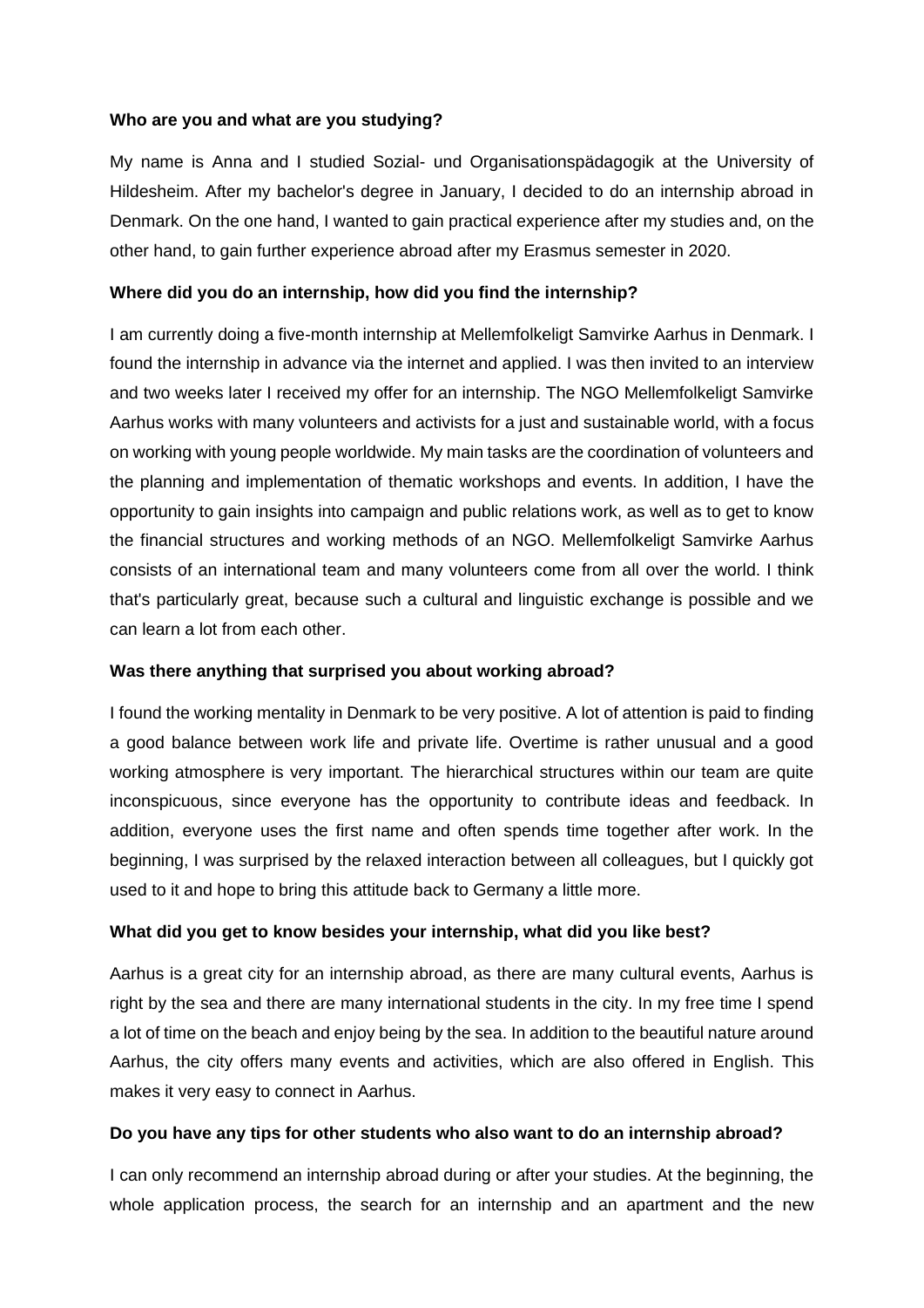**Who are you and what are you studying?**

My name is Anna and I studied Sozial- und Organisationspädagogik at the University of Hildesheim. After my bachelor's degree in January, I decided to do an internship abroad in Denmark. On the one hand, I wanted to gain practical experience after my studies and, on the other hand, to gain further experience abroad after my Erasmus semester in 2020.

**Where did you do an internship, how did you find the internship?**

I am currently doing a five-month internship at Mellemfolkeligt Samvirke Aarhus in Denmark. I found the internship in advance via the internet and applied. I was then invited to an interview and two weeks later I received my offer for an internship. The NGO Mellemfolkeligt Samvirke Aarhus works with many volunteers and activists for a just and sustainable world, with a focus on working with young people worldwide. My main tasks are the coordination of volunteers and the planning and implementation of thematic workshops and events. In addition, I have the opportunity to gain insights into campaign and public relations work, as well as to get to know the financial structures and working methods of an NGO. Mellemfolkeligt Samvirke Aarhus consists of an international team and many volunteers come from all over the world. I think that's particularly great, because such a cultural and linguistic exchange is possible and we can learn a lot from each other.

**Was there anything that surprised you about working abroad?**

I found the working mentality in Denmark to be very positive. A lot of attention is paid to finding a good balance between work life and private life. Overtime is rather unusual and a good working atmosphere is very important. The hierarchical structures within our team are quite inconspicuous, since everyone has the opportunity to contribute ideas and feedback. In addition, everyone uses the first name and often spends time together after work. In the beginning, I was surprised by the relaxed interaction between all colleagues, but I quickly got used to it and hope to bring this attitude back to Germany a little more.

**What did you get to know besides your internship, what did you like best?**

Aarhus is a great city for an internship abroad, as there are many cultural events, Aarhus is right by the sea and there are many international students in the city. In my free time I spend a lot of time on the beach and enjoy being by the sea. In addition to the beautiful nature around Aarhus, the city offers many events and activities, which are also offered in English. This makes it very easy to connect in Aarhus.

**Do you have any tips for other students who also want to do an internship abroad?**

I can only recommend an internship abroad during or after your studies. At the beginning, the whole application process, the search for an internship and an apartment and the new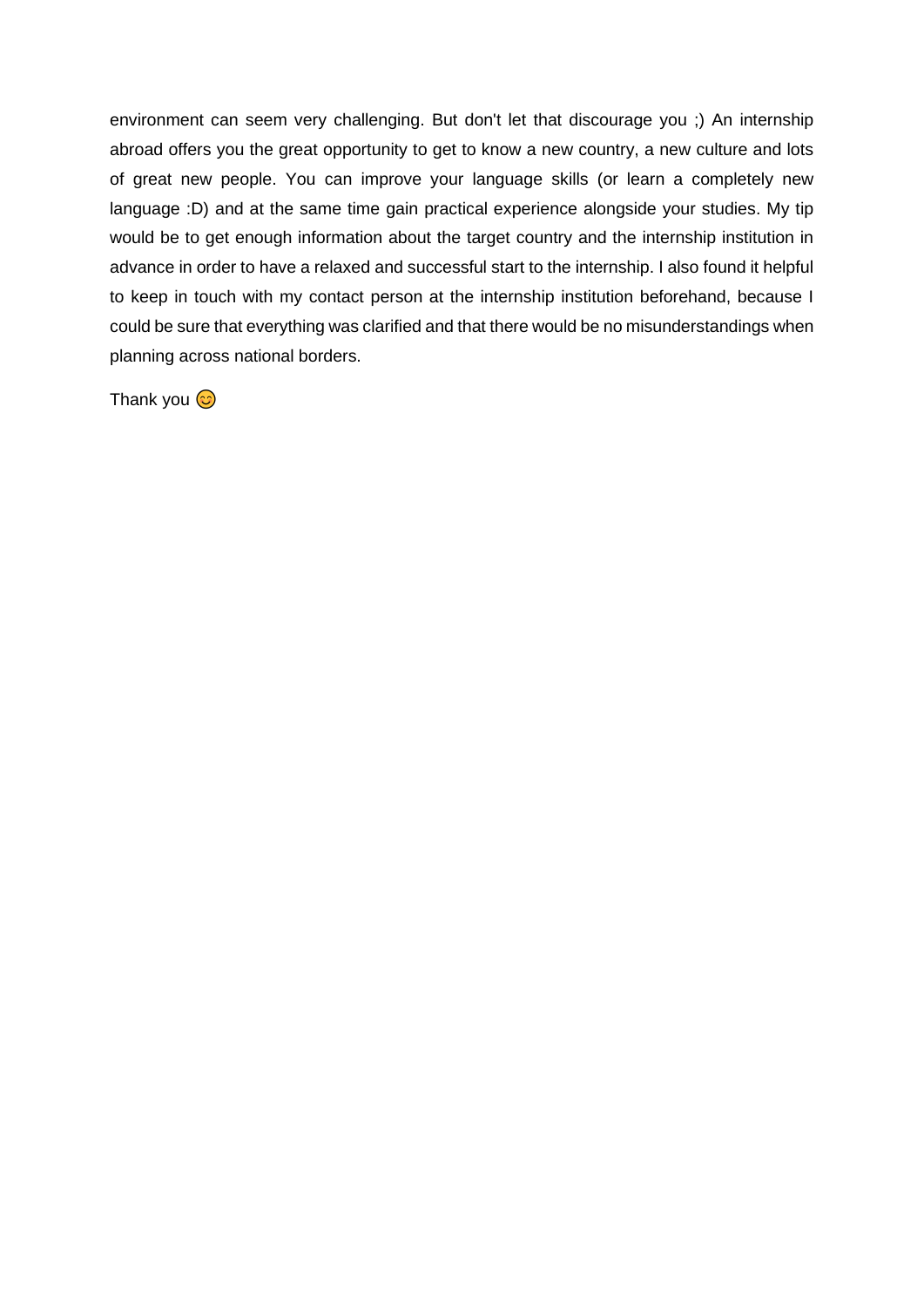environment can seem very challenging. But don't let that discourage you ;) An internship abroad offers you the great opportunity to get to know a new country, a new culture and lots of great new people. You can improve your language skills (or learn a completely new language :D) and at the same time gain practical experience alongside your studies. My tip would be to get enough information about the target country and the internship institution in advance in order to have a relaxed and successful start to the internship. I also found it helpful to keep in touch with my contact person at the internship institution beforehand, because I could be sure that everything was clarified and that there would be no misunderstandings when planning across national borders.

Thank you 😊